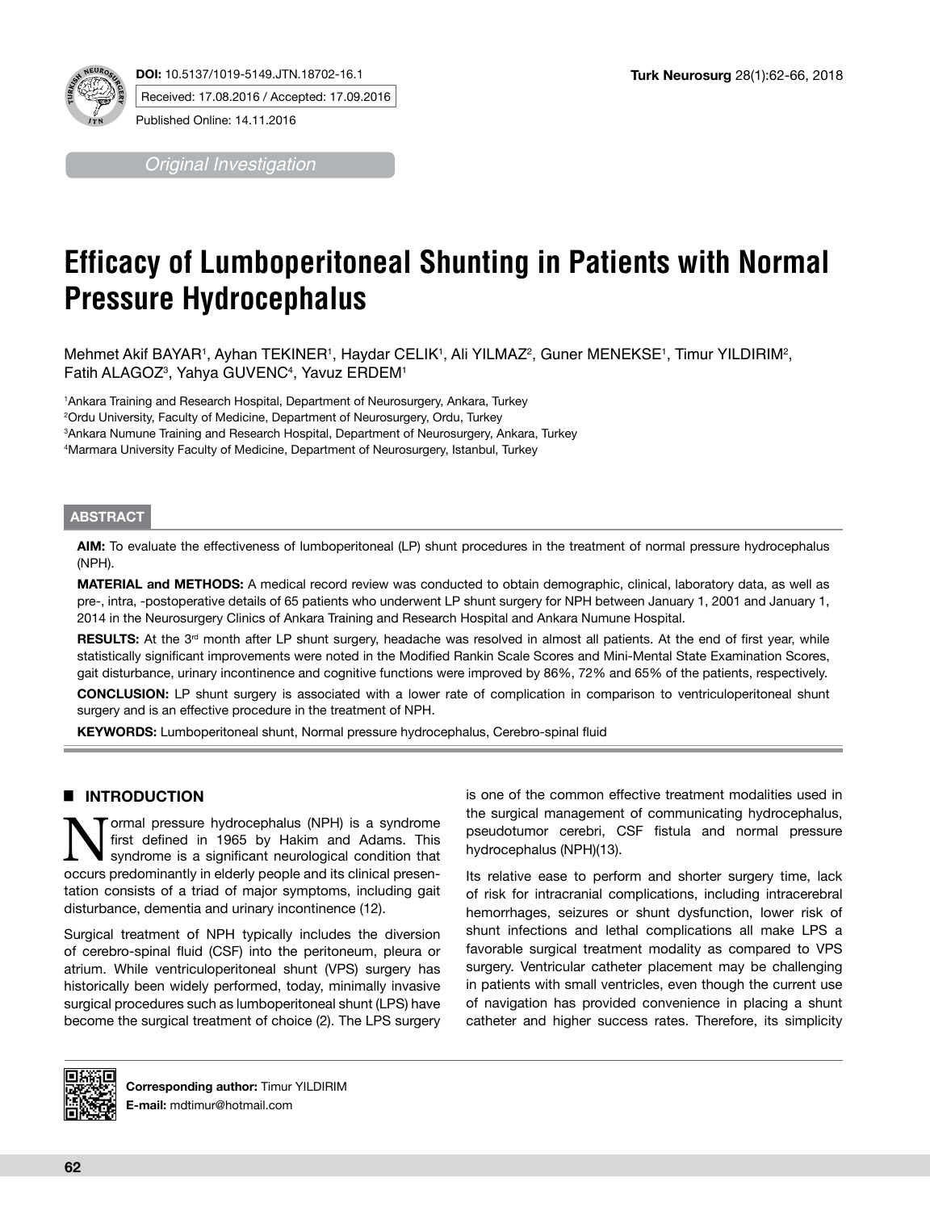**DOI:** 10.5137/1019-5149.JTN.18702-16.1

Received: 17.08.2016 / Accepted: 17.09.2016

Published Online: 14.11.2016

*Original Investigation*

# Efficacy of Lumboperitoneal Shunting in Patients with Normal Pressure Hydrocephalus

Mehmet Akif BAYAR[1], Ayhan TEKINER[1], Haydar CELIK[1], Ali YILMAZ[2], Guner MENEKSE[1], Timur YILDIRIM[2], Fatih ALAGOZ[3], Yahya GUVENC[4], Yavuz ERDEM[1]

[1]Ankara Training and Research Hospital, Department of Neurosurgery, Ankara, Turkey
[2]Ordu University, Faculty of Medicine, Department of Neurosurgery, Ordu, Turkey
[3]Ankara Numune Training and Research Hospital, Department of Neurosurgery, Ankara, Turkey
[4]Marmara University Faculty of Medicine, Department of Neurosurgery, Istanbul, Turkey

## ABSTRACT

**AIM:** To evaluate the effectiveness of lumboperitoneal (LP) shunt procedures in the treatment of normal pressure hydrocephalus (NPH).

**MATERIAL and METHODS:** A medical record review was conducted to obtain demographic, clinical, laboratory data, as well as pre-, intra, -postoperative details of 65 patients who underwent LP shunt surgery for NPH between January 1, 2001 and January 1, 2014 in the Neurosurgery Clinics of Ankara Training and Research Hospital and Ankara Numune Hospital.

**RESULTS:** At the 3rd month after LP shunt surgery, headache was resolved in almost all patients. At the end of first year, while statistically significant improvements were noted in the Modified Rankin Scale Scores and Mini-Mental State Examination Scores, gait disturbance, urinary incontinence and cognitive functions were improved by 86%, 72% and 65% of the patients, respectively.

**CONCLUSION:** LP shunt surgery is associated with a lower rate of complication in comparison to ventriculoperitoneal shunt surgery and is an effective procedure in the treatment of NPH.

**KEYWORDS:** Lumboperitoneal shunt, Normal pressure hydrocephalus, Cerebro-spinal fluid

## INTRODUCTION

Normal pressure hydrocephalus (NPH) is a syndrome first defined in 1965 by Hakim and Adams. This syndrome is a significant neurological condition that occurs predominantly in elderly people and its clinical presentation consists of a triad of major symptoms, including gait disturbance, dementia and urinary incontinence (12).

Surgical treatment of NPH typically includes the diversion of cerebro-spinal fluid (CSF) into the peritoneum, pleura or atrium. While ventriculoperitoneal shunt (VPS) surgery has historically been widely performed, today, minimally invasive surgical procedures such as lumboperitoneal shunt (LPS) have become the surgical treatment of choice (2). The LPS surgery is one of the common effective treatment modalities used in the surgical management of communicating hydrocephalus, pseudotumor cerebri, CSF fistula and normal pressure hydrocephalus (NPH)(13).

Its relative ease to perform and shorter surgery time, lack of risk for intracranial complications, including intracerebral hemorrhages, seizures or shunt dysfunction, lower risk of shunt infections and lethal complications all make LPS a favorable surgical treatment modality as compared to VPS surgery. Ventricular catheter placement may be challenging in patients with small ventricles, even though the current use of navigation has provided convenience in placing a shunt catheter and higher success rates. Therefore, its simplicity

**Corresponding author:** Timur YILDIRIM
**E-mail:** mdtimur@hotmail.com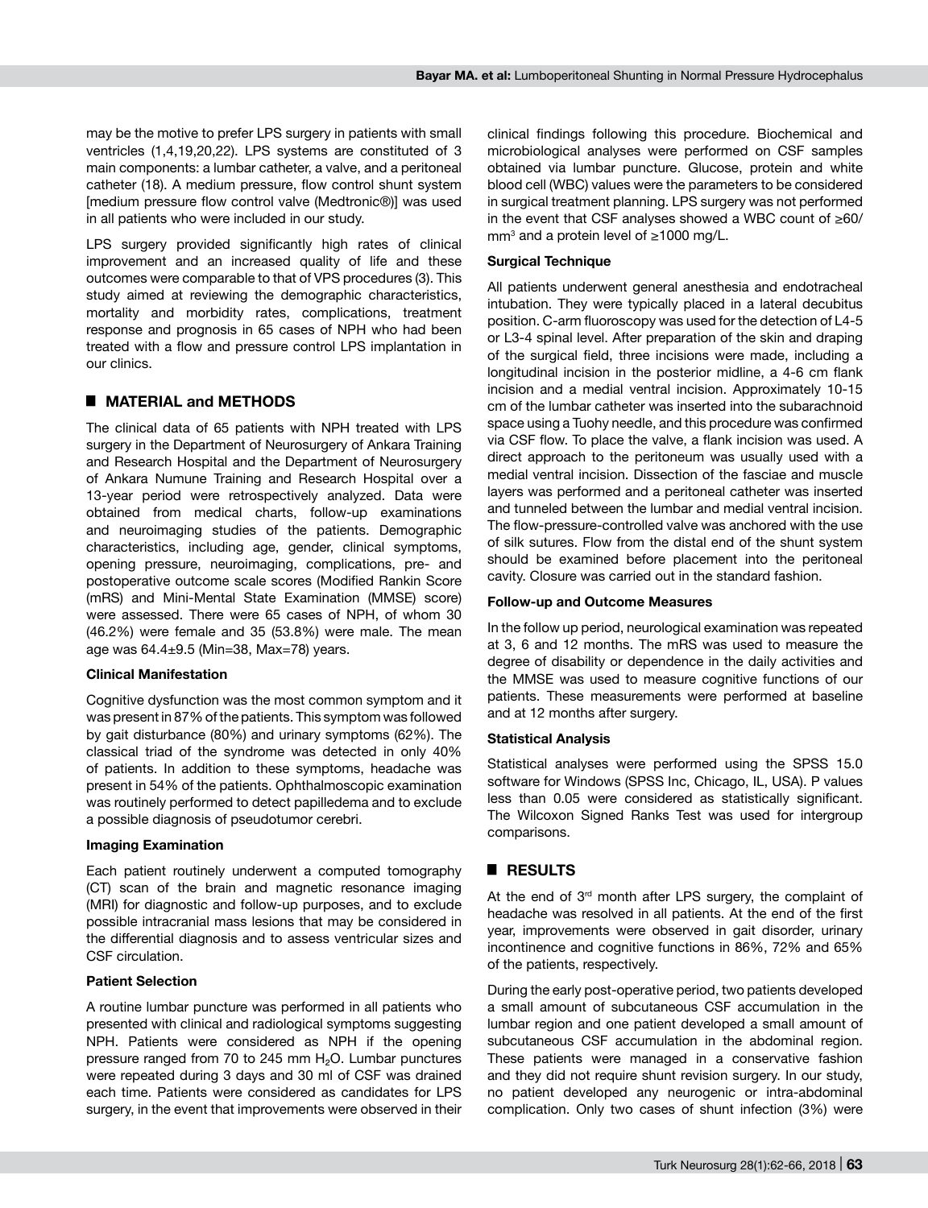may be the motive to prefer LPS surgery in patients with small ventricles (1,4,19,20,22). LPS systems are constituted of 3 main components: a lumbar catheter, a valve, and a peritoneal catheter (18). A medium pressure, flow control shunt system [medium pressure flow control valve (Medtronic®)] was used in all patients who were included in our study.

LPS surgery provided significantly high rates of clinical improvement and an increased quality of life and these outcomes were comparable to that of VPS procedures (3). This study aimed at reviewing the demographic characteristics, mortality and morbidity rates, complications, treatment response and prognosis in 65 cases of NPH who had been treated with a flow and pressure control LPS implantation in our clinics.

## ■ MATERIAL and METHODS

The clinical data of 65 patients with NPH treated with LPS surgery in the Department of Neurosurgery of Ankara Training and Research Hospital and the Department of Neurosurgery of Ankara Numune Training and Research Hospital over a 13-year period were retrospectively analyzed. Data were obtained from medical charts, follow-up examinations and neuroimaging studies of the patients. Demographic characteristics, including age, gender, clinical symptoms, opening pressure, neuroimaging, complications, pre- and postoperative outcome scale scores (Modified Rankin Score (mRS) and Mini-Mental State Examination (MMSE) score) were assessed. There were 65 cases of NPH, of whom 30 (46.2%) were female and 35 (53.8%) were male. The mean age was 64.4±9.5 (Min=38, Max=78) years.

### Clinical Manifestation

Cognitive dysfunction was the most common symptom and it was present in 87% of the patients. This symptom was followed by gait disturbance (80%) and urinary symptoms (62%). The classical triad of the syndrome was detected in only 40% of patients. In addition to these symptoms, headache was present in 54% of the patients. Ophthalmoscopic examination was routinely performed to detect papilledema and to exclude a possible diagnosis of pseudotumor cerebri.

### Imaging Examination

Each patient routinely underwent a computed tomography (CT) scan of the brain and magnetic resonance imaging (MRI) for diagnostic and follow-up purposes, and to exclude possible intracranial mass lesions that may be considered in the differential diagnosis and to assess ventricular sizes and CSF circulation.

### Patient Selection

A routine lumbar puncture was performed in all patients who presented with clinical and radiological symptoms suggesting NPH. Patients were considered as NPH if the opening pressure ranged from 70 to 245 mm $H_2O$. Lumbar punctures were repeated during 3 days and 30 ml of CSF was drained each time. Patients were considered as candidates for LPS surgery, in the event that improvements were observed in their clinical findings following this procedure. Biochemical and microbiological analyses were performed on CSF samples obtained via lumbar puncture. Glucose, protein and white blood cell (WBC) values were the parameters to be considered in surgical treatment planning. LPS surgery was not performed in the event that CSF analyses showed a WBC count of ≥60/mm$^3$ and a protein level of ≥1000 mg/L.

### Surgical Technique

All patients underwent general anesthesia and endotracheal intubation. They were typically placed in a lateral decubitus position. C-arm fluoroscopy was used for the detection of L4-5 or L3-4 spinal level. After preparation of the skin and draping of the surgical field, three incisions were made, including a longitudinal incision in the posterior midline, a 4-6 cm flank incision and a medial ventral incision. Approximately 10-15 cm of the lumbar catheter was inserted into the subarachnoid space using a Tuohy needle, and this procedure was confirmed via CSF flow. To place the valve, a flank incision was used. A direct approach to the peritoneum was usually used with a medial ventral incision. Dissection of the fasciae and muscle layers was performed and a peritoneal catheter was inserted and tunneled between the lumbar and medial ventral incision. The flow-pressure-controlled valve was anchored with the use of silk sutures. Flow from the distal end of the shunt system should be examined before placement into the peritoneal cavity. Closure was carried out in the standard fashion.

### Follow-up and Outcome Measures

In the follow up period, neurological examination was repeated at 3, 6 and 12 months. The mRS was used to measure the degree of disability or dependence in the daily activities and the MMSE was used to measure cognitive functions of our patients. These measurements were performed at baseline and at 12 months after surgery.

### Statistical Analysis

Statistical analyses were performed using the SPSS 15.0 software for Windows (SPSS Inc, Chicago, IL, USA). P values less than 0.05 were considered as statistically significant. The Wilcoxon Signed Ranks Test was used for intergroup comparisons.

## ■ RESULTS

At the end of 3$^{rd}$ month after LPS surgery, the complaint of headache was resolved in all patients. At the end of the first year, improvements were observed in gait disorder, urinary incontinence and cognitive functions in 86%, 72% and 65% of the patients, respectively.

During the early post-operative period, two patients developed a small amount of subcutaneous CSF accumulation in the lumbar region and one patient developed a small amount of subcutaneous CSF accumulation in the abdominal region. These patients were managed in a conservative fashion and they did not require shunt revision surgery. In our study, no patient developed any neurogenic or intra-abdominal complication. Only two cases of shunt infection (3%) were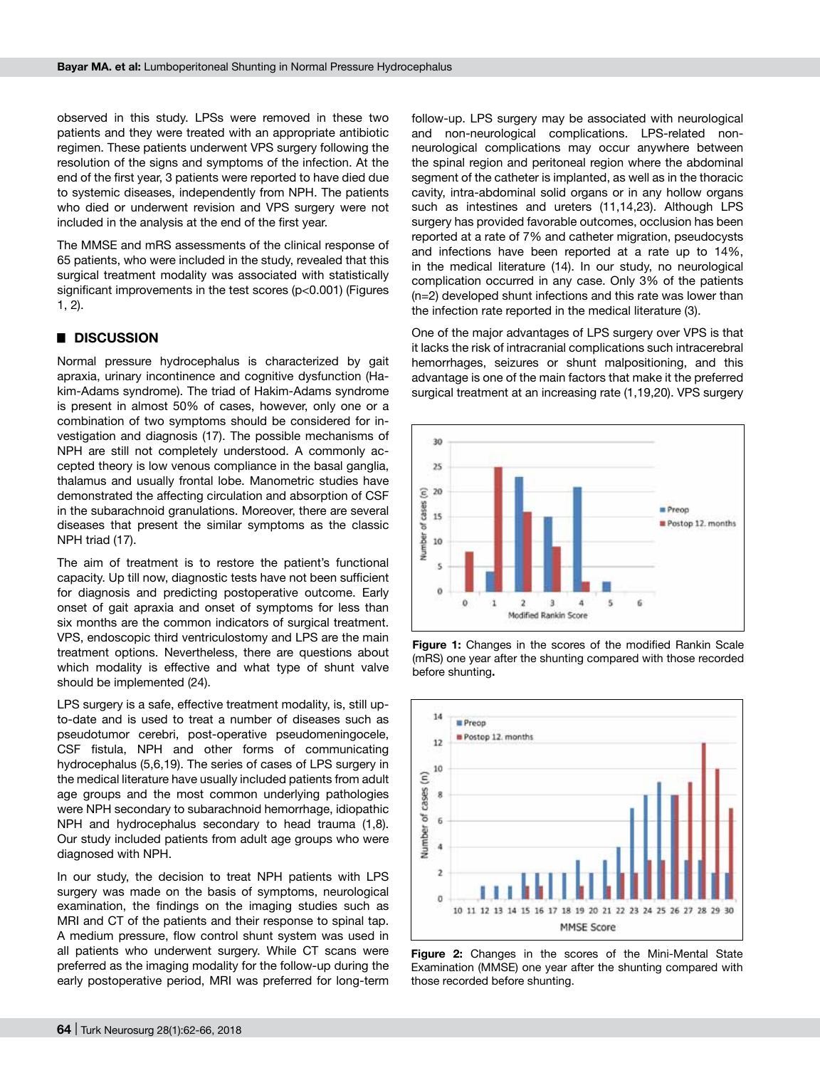observed in this study. LPSs were removed in these two patients and they were treated with an appropriate antibiotic regimen. These patients underwent VPS surgery following the resolution of the signs and symptoms of the infection. At the end of the first year, 3 patients were reported to have died due to systemic diseases, independently from NPH. The patients who died or underwent revision and VPS surgery were not included in the analysis at the end of the first year.

The MMSE and mRS assessments of the clinical response of 65 patients, who were included in the study, revealed that this surgical treatment modality was associated with statistically significant improvements in the test scores ($p<0.001$) (Figures 1, 2).

## DISCUSSION

Normal pressure hydrocephalus is characterized by gait apraxia, urinary incontinence and cognitive dysfunction (Hakim-Adams syndrome). The triad of Hakim-Adams syndrome is present in almost 50% of cases, however, only one or a combination of two symptoms should be considered for investigation and diagnosis (17). The possible mechanisms of NPH are still not completely understood. A commonly accepted theory is low venous compliance in the basal ganglia, thalamus and usually frontal lobe. Manometric studies have demonstrated the affecting circulation and absorption of CSF in the subarachnoid granulations. Moreover, there are several diseases that present the similar symptoms as the classic NPH triad (17).

The aim of treatment is to restore the patient's functional capacity. Up till now, diagnostic tests have not been sufficient for diagnosis and predicting postoperative outcome. Early onset of gait apraxia and onset of symptoms for less than six months are the common indicators of surgical treatment. VPS, endoscopic third ventriculostomy and LPS are the main treatment options. Nevertheless, there are questions about which modality is effective and what type of shunt valve should be implemented (24).

LPS surgery is a safe, effective treatment modality, is, still up-to-date and is used to treat a number of diseases such as pseudotumor cerebri, post-operative pseudomeningocele, CSF fistula, NPH and other forms of communicating hydrocephalus (5,6,19). The series of cases of LPS surgery in the medical literature have usually included patients from adult age groups and the most common underlying pathologies were NPH secondary to subarachnoid hemorrhage, idiopathic NPH and hydrocephalus secondary to head trauma (1,8). Our study included patients from adult age groups who were diagnosed with NPH.

In our study, the decision to treat NPH patients with LPS surgery was made on the basis of symptoms, neurological examination, the findings on the imaging studies such as MRI and CT of the patients and their response to spinal tap. A medium pressure, flow control shunt system was used in all patients who underwent surgery. While CT scans were preferred as the imaging modality for the follow-up during the early postoperative period, MRI was preferred for long-term follow-up. LPS surgery may be associated with neurological and non-neurological complications. LPS-related non-neurological complications may occur anywhere between the spinal region and peritoneal region where the abdominal segment of the catheter is implanted, as well as in the thoracic cavity, intra-abdominal solid organs or in any hollow organs such as intestines and ureters (11,14,23). Although LPS surgery has provided favorable outcomes, occlusion has been reported at a rate of 7% and catheter migration, pseudocysts and infections have been reported at a rate up to 14%, in the medical literature (14). In our study, no neurological complication occurred in any case. Only 3% of the patients (n=2) developed shunt infections and this rate was lower than the infection rate reported in the medical literature (3).

One of the major advantages of LPS surgery over VPS is that it lacks the risk of intracranial complications such intracerebral hemorrhages, seizures or shunt malpositioning, and this advantage is one of the main factors that make it the preferred surgical treatment at an increasing rate (1,19,20). VPS surgery

**Figure 1:** Changes in the scores of the modified Rankin Scale (mRS) one year after the shunting compared with those recorded before shunting.

**Figure 2:** Changes in the scores of the Mini-Mental State Examination (MMSE) one year after the shunting compared with those recorded before shunting.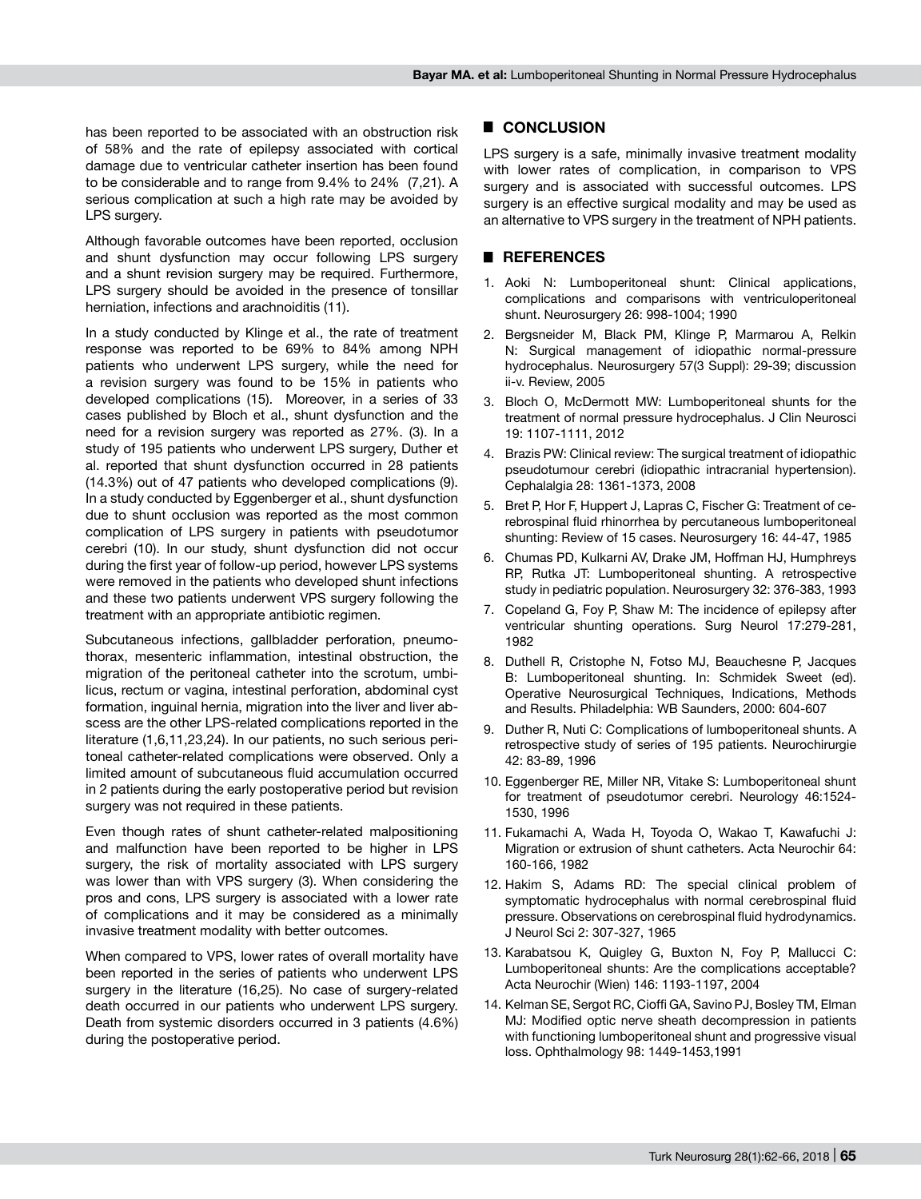has been reported to be associated with an obstruction risk of 58% and the rate of epilepsy associated with cortical damage due to ventricular catheter insertion has been found to be considerable and to range from 9.4% to 24% (7,21). A serious complication at such a high rate may be avoided by LPS surgery.

Although favorable outcomes have been reported, occlusion and shunt dysfunction may occur following LPS surgery and a shunt revision surgery may be required. Furthermore, LPS surgery should be avoided in the presence of tonsillar herniation, infections and arachnoiditis (11).

In a study conducted by Klinge et al., the rate of treatment response was reported to be 69% to 84% among NPH patients who underwent LPS surgery, while the need for a revision surgery was found to be 15% in patients who developed complications (15). Moreover, in a series of 33 cases published by Bloch et al., shunt dysfunction and the need for a revision surgery was reported as 27%. (3). In a study of 195 patients who underwent LPS surgery, Duther et al. reported that shunt dysfunction occurred in 28 patients (14.3%) out of 47 patients who developed complications (9). In a study conducted by Eggenberger et al., shunt dysfunction due to shunt occlusion was reported as the most common complication of LPS surgery in patients with pseudotumor cerebri (10). In our study, shunt dysfunction did not occur during the first year of follow-up period, however LPS systems were removed in the patients who developed shunt infections and these two patients underwent VPS surgery following the treatment with an appropriate antibiotic regimen.

Subcutaneous infections, gallbladder perforation, pneumothorax, mesenteric inflammation, intestinal obstruction, the migration of the peritoneal catheter into the scrotum, umbilicus, rectum or vagina, intestinal perforation, abdominal cyst formation, inguinal hernia, migration into the liver and liver abscess are the other LPS-related complications reported in the literature (1,6,11,23,24). In our patients, no such serious peritoneal catheter-related complications were observed. Only a limited amount of subcutaneous fluid accumulation occurred in 2 patients during the early postoperative period but revision surgery was not required in these patients.

Even though rates of shunt catheter-related malpositioning and malfunction have been reported to be higher in LPS surgery, the risk of mortality associated with LPS surgery was lower than with VPS surgery (3). When considering the pros and cons, LPS surgery is associated with a lower rate of complications and it may be considered as a minimally invasive treatment modality with better outcomes.

When compared to VPS, lower rates of overall mortality have been reported in the series of patients who underwent LPS surgery in the literature (16,25). No case of surgery-related death occurred in our patients who underwent LPS surgery. Death from systemic disorders occurred in 3 patients (4.6%) during the postoperative period.

## CONCLUSION

LPS surgery is a safe, minimally invasive treatment modality with lower rates of complication, in comparison to VPS surgery and is associated with successful outcomes. LPS surgery is an effective surgical modality and may be used as an alternative to VPS surgery in the treatment of NPH patients.

## REFERENCES

1. Aoki N: Lumboperitoneal shunt: Clinical applications, complications and comparisons with ventriculoperitoneal shunt. Neurosurgery 26: 998-1004; 1990
2. Bergsneider M, Black PM, Klinge P, Marmarou A, Relkin N: Surgical management of idiopathic normal-pressure hydrocephalus. Neurosurgery 57(3 Suppl): 29-39; discussion ii-v. Review, 2005
3. Bloch O, McDermott MW: Lumboperitoneal shunts for the treatment of normal pressure hydrocephalus. J Clin Neurosci 19: 1107-1111, 2012
4. Brazis PW: Clinical review: The surgical treatment of idiopathic pseudotumour cerebri (idiopathic intracranial hypertension). Cephalalgia 28: 1361-1373, 2008
5. Bret P, Hor F, Huppert J, Lapras C, Fischer G: Treatment of cerebrospinal fluid rhinorrhea by percutaneous lumboperitoneal shunting: Review of 15 cases. Neurosurgery 16: 44-47, 1985
6. Chumas PD, Kulkarni AV, Drake JM, Hoffman HJ, Humphreys RP, Rutka JT: Lumboperitoneal shunting. A retrospective study in pediatric population. Neurosurgery 32: 376-383, 1993
7. Copeland G, Foy P, Shaw M: The incidence of epilepsy after ventricular shunting operations. Surg Neurol 17:279-281, 1982
8. Duthell R, Cristophe N, Fotso MJ, Beauchesne P, Jacques B: Lumboperitoneal shunting. In: Schmidek Sweet (ed). Operative Neurosurgical Techniques, Indications, Methods and Results. Philadelphia: WB Saunders, 2000: 604-607
9. Duther R, Nuti C: Complications of lumboperitoneal shunts. A retrospective study of series of 195 patients. Neurochirurgie 42: 83-89, 1996
10. Eggenberger RE, Miller NR, Vitake S: Lumboperitoneal shunt for treatment of pseudotumor cerebri. Neurology 46:1524-1530, 1996
11. Fukamachi A, Wada H, Toyoda O, Wakao T, Kawafuchi J: Migration or extrusion of shunt catheters. Acta Neurochir 64: 160-166, 1982
12. Hakim S, Adams RD: The special clinical problem of symptomatic hydrocephalus with normal cerebrospinal fluid pressure. Observations on cerebrospinal fluid hydrodynamics. J Neurol Sci 2: 307-327, 1965
13. Karabatsou K, Quigley G, Buxton N, Foy P, Mallucci C: Lumboperitoneal shunts: Are the complications acceptable? Acta Neurochir (Wien) 146: 1193-1197, 2004
14. Kelman SE, Sergot RC, Cioffi GA, Savino PJ, Bosley TM, Elman MJ: Modified optic nerve sheath decompression in patients with functioning lumboperitoneal shunt and progressive visual loss. Ophthalmology 98: 1449-1453,1991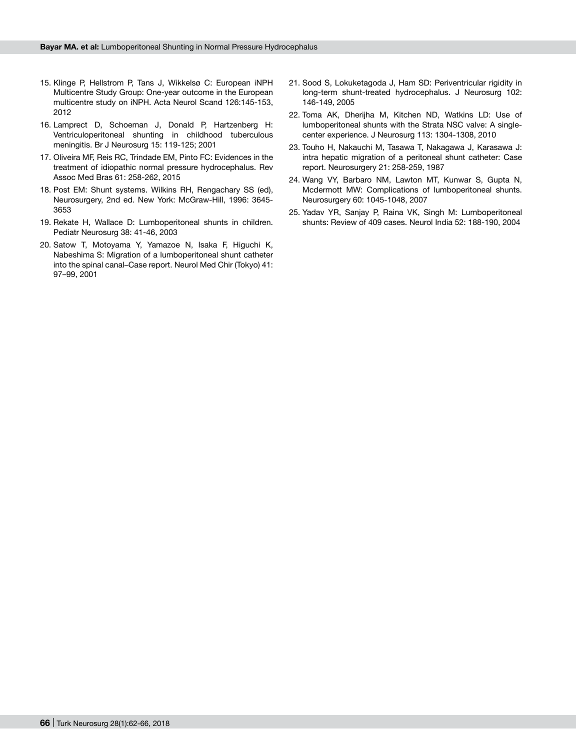15. Klinge P, Hellstrom P, Tans J, Wikkelsø C: European iNPH Multicentre Study Group: One-year outcome in the European multicentre study on iNPH. Acta Neurol Scand 126:145-153, 2012
16. Lamprect D, Schoeman J, Donald P, Hartzenberg H: Ventriculoperitoneal shunting in childhood tuberculous meningitis. Br J Neurosurg 15: 119-125; 2001
17. Oliveira MF, Reis RC, Trindade EM, Pinto FC: Evidences in the treatment of idiopathic normal pressure hydrocephalus. Rev Assoc Med Bras 61: 258-262, 2015
18. Post EM: Shunt systems. Wilkins RH, Rengachary SS (ed), Neurosurgery, 2nd ed. New York: McGraw-Hill, 1996: 3645-3653
19. Rekate H, Wallace D: Lumboperitoneal shunts in children. Pediatr Neurosurg 38: 41-46, 2003
20. Satow T, Motoyama Y, Yamazoe N, Isaka F, Higuchi K, Nabeshima S: Migration of a lumboperitoneal shunt catheter into the spinal canal–Case report. Neurol Med Chir (Tokyo) 41: 97–99, 2001
21. Sood S, Lokuketagoda J, Ham SD: Periventricular rigidity in long-term shunt-treated hydrocephalus. J Neurosurg 102: 146-149, 2005
22. Toma AK, Dherijha M, Kitchen ND, Watkins LD: Use of lumboperitoneal shunts with the Strata NSC valve: A single-center experience. J Neurosurg 113: 1304-1308, 2010
23. Touho H, Nakauchi M, Tasawa T, Nakagawa J, Karasawa J: intra hepatic migration of a peritoneal shunt catheter: Case report. Neurosurgery 21: 258-259, 1987
24. Wang VY, Barbaro NM, Lawton MT, Kunwar S, Gupta N, Mcdermott MW: Complications of lumboperitoneal shunts. Neurosurgery 60: 1045-1048, 2007
25. Yadav YR, Sanjay P, Raina VK, Singh M: Lumboperitoneal shunts: Review of 409 cases. Neurol India 52: 188-190, 2004